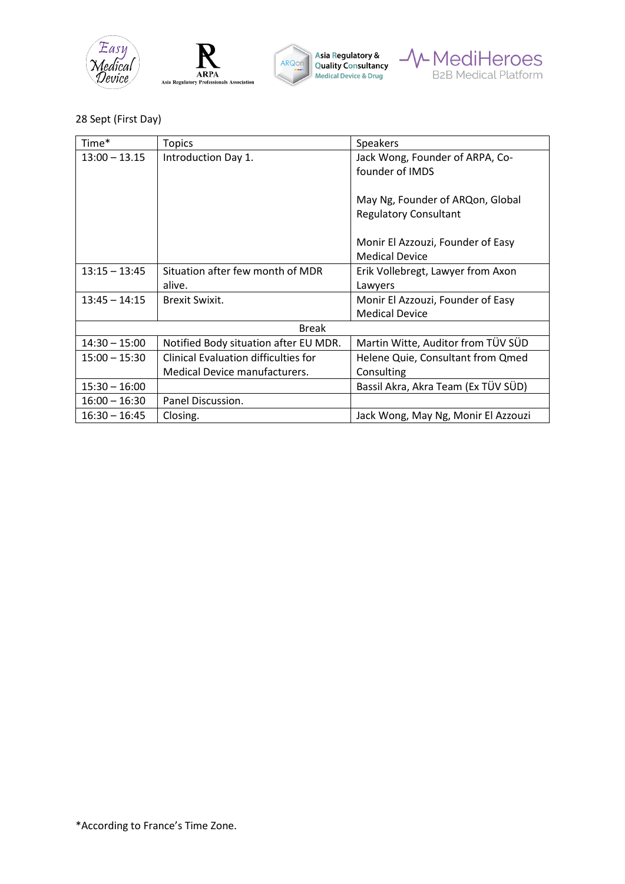28 Sept (First Day)

| Time* | Topics | Speakers |
|---|---|---|
| 13:00 – 13.15 | Introduction Day 1. | Jack Wong, Founder of ARPA, Co-founder of IMDS<br><br>May Ng, Founder of ARQon, Global Regulatory Consultant<br><br>Monir El Azzouzi, Founder of Easy Medical Device |
| 13:15 – 13:45 | Situation after few month of MDR alive. | Erik Vollebregt, Lawyer from Axon Lawyers |
| 13:45 – 14:15 | Brexit Swixit. | Monir El Azzouzi, Founder of Easy Medical Device |
| Break | | |
| 14:30 – 15:00 | Notified Body situation after EU MDR. | Martin Witte, Auditor from TÜV SÜD |
| 15:00 – 15:30 | Clinical Evaluation difficulties for Medical Device manufacturers. | Helene Quie, Consultant from Qmed Consulting |
| 15:30 – 16:00 | | Bassil Akra, Akra Team (Ex TÜV SÜD) |
| 16:00 – 16:30 | Panel Discussion. | |
| 16:30 – 16:45 | Closing. | Jack Wong, May Ng, Monir El Azzouzi |

*According to France's Time Zone.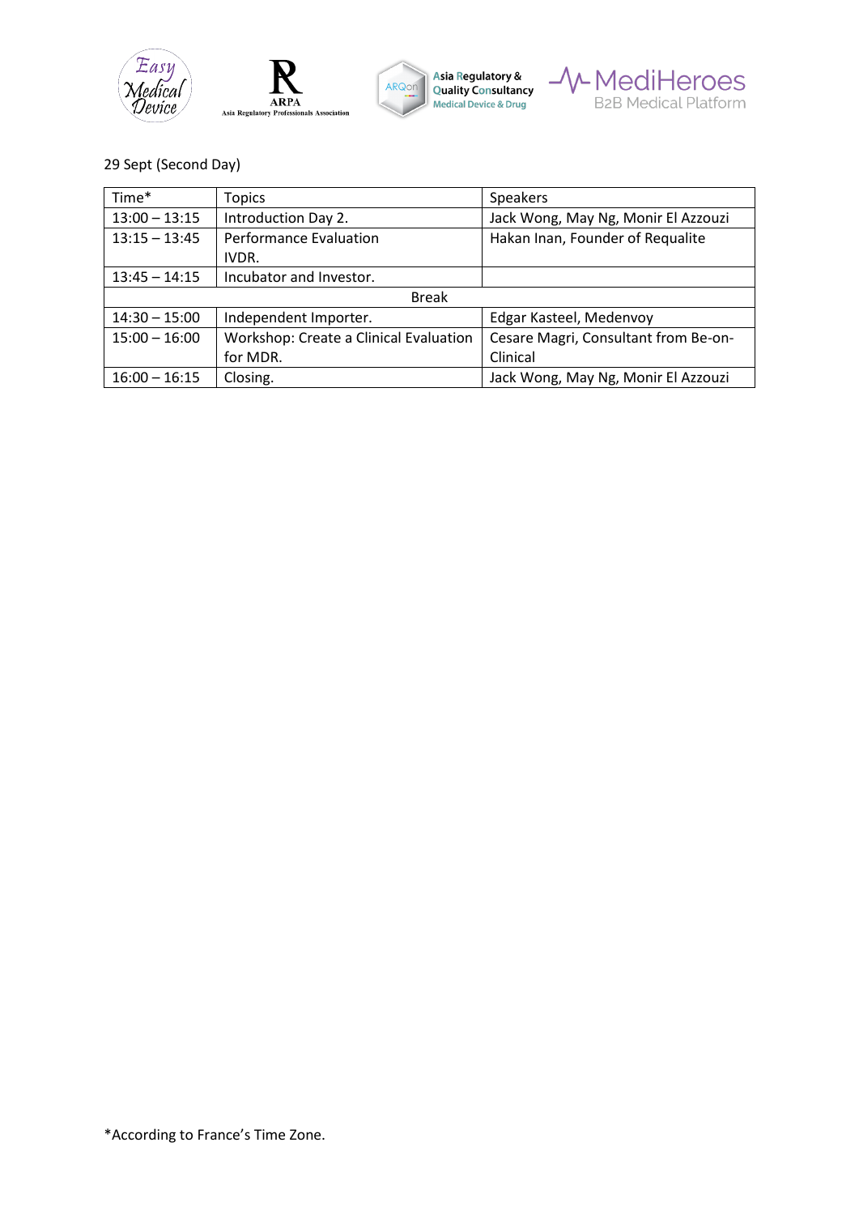29 Sept (Second Day)

| Time* | Topics | Speakers |
|---|---|---|
| 13:00 – 13:15 | Introduction Day 2. | Jack Wong, May Ng, Monir El Azzouzi |
| 13:15 – 13:45 | Performance Evaluation IVDR. | Hakan Inan, Founder of Requalite |
| 13:45 – 14:15 | Incubator and Investor. | |
| Break | | |
| 14:30 – 15:00 | Independent Importer. | Edgar Kasteel, Medenvoy |
| 15:00 – 16:00 | Workshop: Create a Clinical Evaluation for MDR. | Cesare Magri, Consultant from Be-on-Clinical |
| 16:00 – 16:15 | Closing. | Jack Wong, May Ng, Monir El Azzouzi |

*According to France's Time Zone.